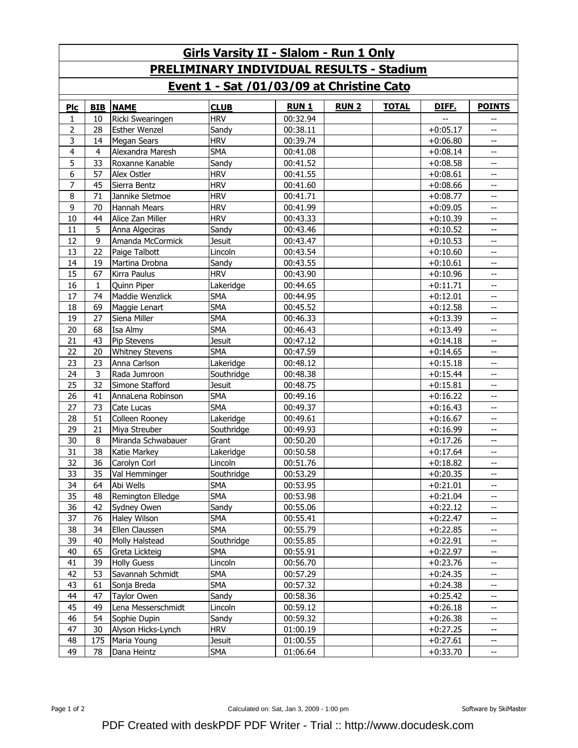# Girls Varsity II - Slalom - Run 1 Only

## PRELIMINARY INDIVIDUAL RESULTS - Stadium

## Event 1 - Sat /01/03/09 at Christine Cato

| Plc | BIB | NAME | CLUB | RUN 1 | RUN 2 | TOTAL | DIFF. | POINTS |
|---|---|---|---|---|---|---|---|---|
| 1 | 10 | Ricki Swearingen | HRV | 00:32.94 | | | -- | -- |
| 2 | 28 | Esther Wenzel | Sandy | 00:38.11 | | | +0:05.17 | -- |
| 3 | 14 | Megan Sears | HRV | 00:39.74 | | | +0:06.80 | -- |
| 4 | 4 | Alexandra Maresh | SMA | 00:41.08 | | | +0:08.14 | -- |
| 5 | 33 | Roxanne Kanable | Sandy | 00:41.52 | | | +0:08.58 | -- |
| 6 | 57 | Alex Ostler | HRV | 00:41.55 | | | +0:08.61 | -- |
| 7 | 45 | Sierra Bentz | HRV | 00:41.60 | | | +0:08.66 | -- |
| 8 | 71 | Jannike Sletmoe | HRV | 00:41.71 | | | +0:08.77 | -- |
| 9 | 70 | Hannah Mears | HRV | 00:41.99 | | | +0:09.05 | -- |
| 10 | 44 | Alice Zan Miller | HRV | 00:43.33 | | | +0:10.39 | -- |
| 11 | 5 | Anna Algeciras | Sandy | 00:43.46 | | | +0:10.52 | -- |
| 12 | 9 | Amanda McCormick | Jesuit | 00:43.47 | | | +0:10.53 | -- |
| 13 | 22 | Paige Talbott | Lincoln | 00:43.54 | | | +0:10.60 | -- |
| 14 | 19 | Martina Drobna | Sandy | 00:43.55 | | | +0:10.61 | -- |
| 15 | 67 | Kirra Paulus | HRV | 00:43.90 | | | +0:10.96 | -- |
| 16 | 1 | Quinn Piper | Lakeridge | 00:44.65 | | | +0:11.71 | -- |
| 17 | 74 | Maddie Wenzlick | SMA | 00:44.95 | | | +0:12.01 | -- |
| 18 | 69 | Maggie Lenart | SMA | 00:45.52 | | | +0:12.58 | -- |
| 19 | 27 | Siena Miller | SMA | 00:46.33 | | | +0:13.39 | -- |
| 20 | 68 | Isa Almy | SMA | 00:46.43 | | | +0:13.49 | -- |
| 21 | 43 | Pip Stevens | Jesuit | 00:47.12 | | | +0:14.18 | -- |
| 22 | 20 | Whitney Stevens | SMA | 00:47.59 | | | +0:14.65 | -- |
| 23 | 23 | Anna Carlson | Lakeridge | 00:48.12 | | | +0:15.18 | -- |
| 24 | 3 | Rada Jumroon | Southridge | 00:48.38 | | | +0:15.44 | -- |
| 25 | 32 | Simone Stafford | Jesuit | 00:48.75 | | | +0:15.81 | -- |
| 26 | 41 | AnnaLena Robinson | SMA | 00:49.16 | | | +0:16.22 | -- |
| 27 | 73 | Cate Lucas | SMA | 00:49.37 | | | +0:16.43 | -- |
| 28 | 51 | Colleen Rooney | Lakeridge | 00:49.61 | | | +0:16.67 | -- |
| 29 | 21 | Miya Streuber | Southridge | 00:49.93 | | | +0:16.99 | -- |
| 30 | 8 | Miranda Schwabauer | Grant | 00:50.20 | | | +0:17.26 | -- |
| 31 | 38 | Katie Markey | Lakeridge | 00:50.58 | | | +0:17.64 | -- |
| 32 | 36 | Carolyn Corl | Lincoln | 00:51.76 | | | +0:18.82 | -- |
| 33 | 35 | Val Hemminger | Southridge | 00:53.29 | | | +0:20.35 | -- |
| 34 | 64 | Abi Wells | SMA | 00:53.95 | | | +0:21.01 | -- |
| 35 | 48 | Remington Elledge | SMA | 00:53.98 | | | +0:21.04 | -- |
| 36 | 42 | Sydney Owen | Sandy | 00:55.06 | | | +0:22.12 | -- |
| 37 | 76 | Haley Wilson | SMA | 00:55.41 | | | +0:22.47 | -- |
| 38 | 34 | Ellen Claussen | SMA | 00:55.79 | | | +0:22.85 | -- |
| 39 | 40 | Molly Halstead | Southridge | 00:55.85 | | | +0:22.91 | -- |
| 40 | 65 | Greta Lickteig | SMA | 00:55.91 | | | +0:22.97 | -- |
| 41 | 39 | Holly Guess | Lincoln | 00:56.70 | | | +0:23.76 | -- |
| 42 | 53 | Savannah Schmidt | SMA | 00:57.29 | | | +0:24.35 | -- |
| 43 | 61 | Sonja Breda | SMA | 00:57.32 | | | +0:24.38 | -- |
| 44 | 47 | Taylor Owen | Sandy | 00:58.36 | | | +0:25.42 | -- |
| 45 | 49 | Lena Messerschmidt | Lincoln | 00:59.12 | | | +0:26.18 | -- |
| 46 | 54 | Sophie Dupin | Sandy | 00:59.32 | | | +0:26.38 | -- |
| 47 | 30 | Alyson Hicks-Lynch | HRV | 01:00.19 | | | +0:27.25 | -- |
| 48 | 175 | Maria Young | Jesuit | 01:00.55 | | | +0:27.61 | -- |
| 49 | 78 | Dana Heintz | SMA | 01:06.64 | | | +0:33.70 | -- |

Calculated on: Sat, Jan 3, 2009 - 1:00 pm

Software by SkiMaster

PDF Created with deskPDF PDF Writer - Trial :: http://www.docudesk.com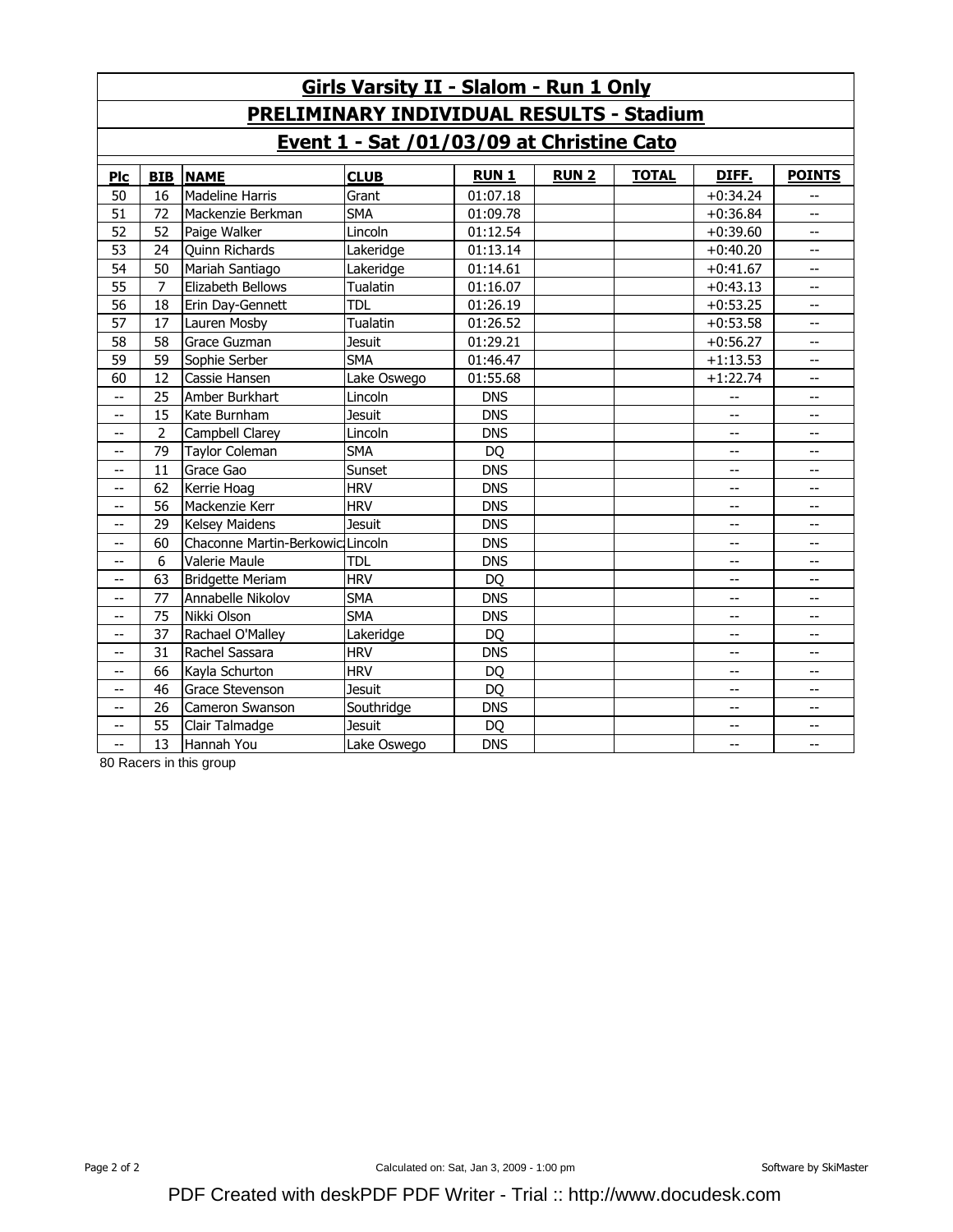# Girls Varsity II - Slalom - Run 1 Only

## PRELIMINARY INDIVIDUAL RESULTS - Stadium

## Event 1 - Sat /01/03/09 at Christine Cato

| Plc | BIB | NAME | CLUB | RUN 1 | RUN 2 | TOTAL | DIFF. | POINTS |
|---|---|---|---|---|---|---|---|---|
| 50 | 16 | Madeline Harris | Grant | 01:07.18 | | | +0:34.24 | -- |
| 51 | 72 | Mackenzie Berkman | SMA | 01:09.78 | | | +0:36.84 | -- |
| 52 | 52 | Paige Walker | Lincoln | 01:12.54 | | | +0:39.60 | -- |
| 53 | 24 | Quinn Richards | Lakeridge | 01:13.14 | | | +0:40.20 | -- |
| 54 | 50 | Mariah Santiago | Lakeridge | 01:14.61 | | | +0:41.67 | -- |
| 55 | 7 | Elizabeth Bellows | Tualatin | 01:16.07 | | | +0:43.13 | -- |
| 56 | 18 | Erin Day-Gennett | TDL | 01:26.19 | | | +0:53.25 | -- |
| 57 | 17 | Lauren Mosby | Tualatin | 01:26.52 | | | +0:53.58 | -- |
| 58 | 58 | Grace Guzman | Jesuit | 01:29.21 | | | +0:56.27 | -- |
| 59 | 59 | Sophie Serber | SMA | 01:46.47 | | | +1:13.53 | -- |
| 60 | 12 | Cassie Hansen | Lake Oswego | 01:55.68 | | | +1:22.74 | -- |
| -- | 25 | Amber Burkhart | Lincoln | DNS | | | -- | -- |
| -- | 15 | Kate Burnham | Jesuit | DNS | | | -- | -- |
| -- | 2 | Campbell Clarey | Lincoln | DNS | | | -- | -- |
| -- | 79 | Taylor Coleman | SMA | DQ | | | -- | -- |
| -- | 11 | Grace Gao | Sunset | DNS | | | -- | -- |
| -- | 62 | Kerrie Hoag | HRV | DNS | | | -- | -- |
| -- | 56 | Mackenzie Kerr | HRV | DNS | | | -- | -- |
| -- | 29 | Kelsey Maidens | Jesuit | DNS | | | -- | -- |
| -- | 60 | Chaconne Martin-Berkowic | Lincoln | DNS | | | -- | -- |
| -- | 6 | Valerie Maule | TDL | DNS | | | -- | -- |
| -- | 63 | Bridgette Meriam | HRV | DQ | | | -- | -- |
| -- | 77 | Annabelle Nikolov | SMA | DNS | | | -- | -- |
| -- | 75 | Nikki Olson | SMA | DNS | | | -- | -- |
| -- | 37 | Rachael O'Malley | Lakeridge | DQ | | | -- | -- |
| -- | 31 | Rachel Sassara | HRV | DNS | | | -- | -- |
| -- | 66 | Kayla Schurton | HRV | DQ | | | -- | -- |
| -- | 46 | Grace Stevenson | Jesuit | DQ | | | -- | -- |
| -- | 26 | Cameron Swanson | Southridge | DNS | | | -- | -- |
| -- | 55 | Clair Talmadge | Jesuit | DQ | | | -- | -- |
| -- | 13 | Hannah You | Lake Oswego | DNS | | | -- | -- |

80 Racers in this group

Calculated on: Sat, Jan 3, 2009 - 1:00 pm

Software by SkiMaster

PDF Created with deskPDF PDF Writer - Trial :: http://www.docudesk.com